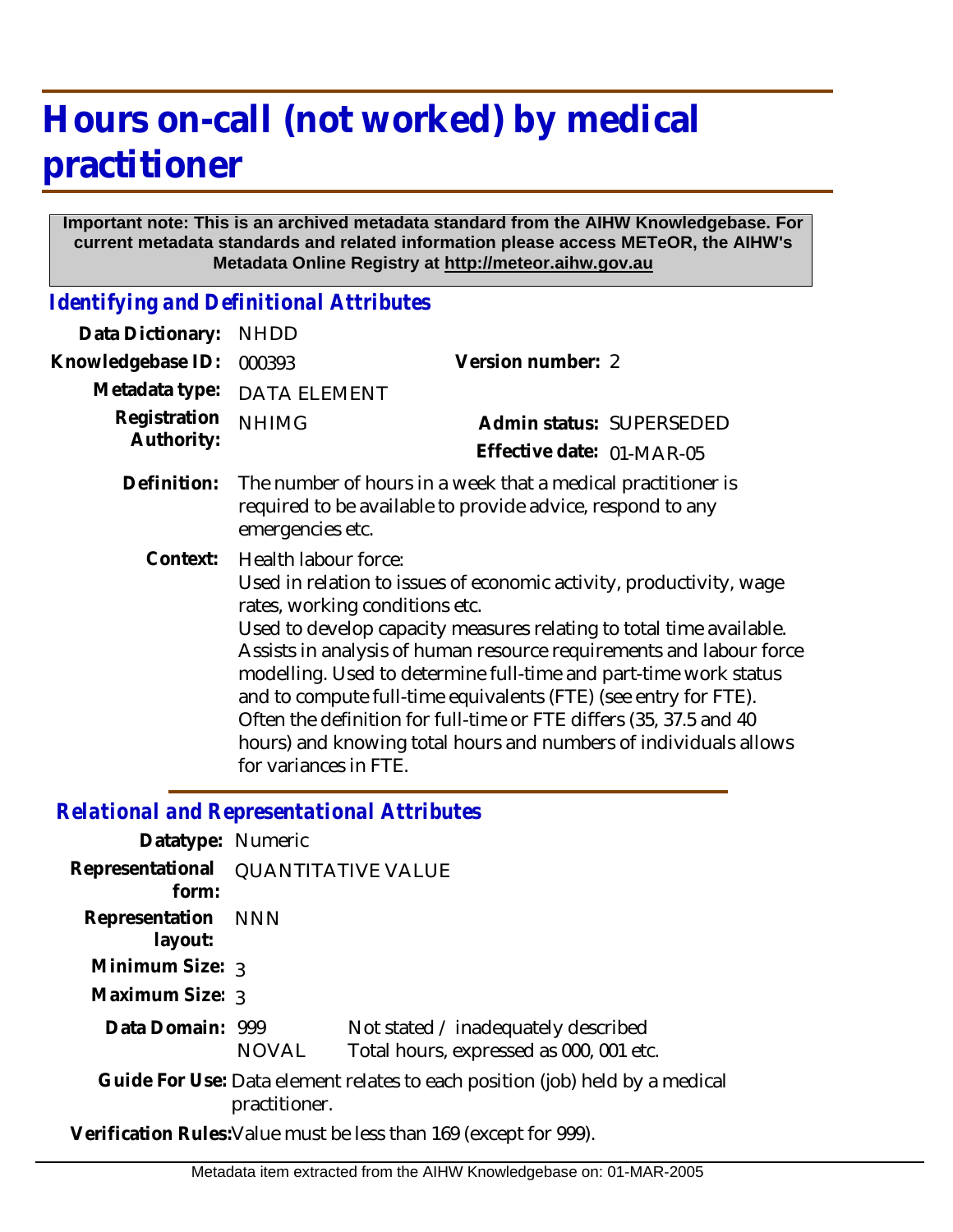# Hours on-call (not worked) by medical practitioner

**Important note: This is an archived metadata standard from the AIHW Knowledgebase. For current metadata standards and related information please access METeOR, the AIHW's Metadata Online Registry at http://meteor.aihw.gov.au**

## *Identifying and Definitional Attributes*

**Data Dictionary:** NHDD

**Knowledgebase ID:** 000393 **Version number:** 2

**Metadata type:** DATA ELEMENT

**Registration Authority:** NHIMG **Admin status:** SUPERSEDED

**Effective date:** 01-MAR-05

**Definition:** The number of hours in a week that a medical practitioner is required to be available to provide advice, respond to any emergencies etc.

**Context:** Health labour force:
Used in relation to issues of economic activity, productivity, wage rates, working conditions etc.
Used to develop capacity measures relating to total time available. Assists in analysis of human resource requirements and labour force modelling. Used to determine full-time and part-time work status and to compute full-time equivalents (FTE) (see entry for FTE). Often the definition for full-time or FTE differs (35, 37.5 and 40 hours) and knowing total hours and numbers of individuals allows for variances in FTE.

## *Relational and Representational Attributes*

**Datatype:** Numeric

**Representational form:** QUANTITATIVE VALUE

**Representation layout:** NNN

**Minimum Size:** 3

**Maximum Size:** 3

**Data Domain:**

| | |
|---|---|
| 999 | Not stated / inadequately described |
| NOVAL | Total hours, expressed as 000, 001 etc. |

**Guide For Use:** Data element relates to each position (job) held by a medical practitioner.

**Verification Rules:** Value must be less than 169 (except for 999).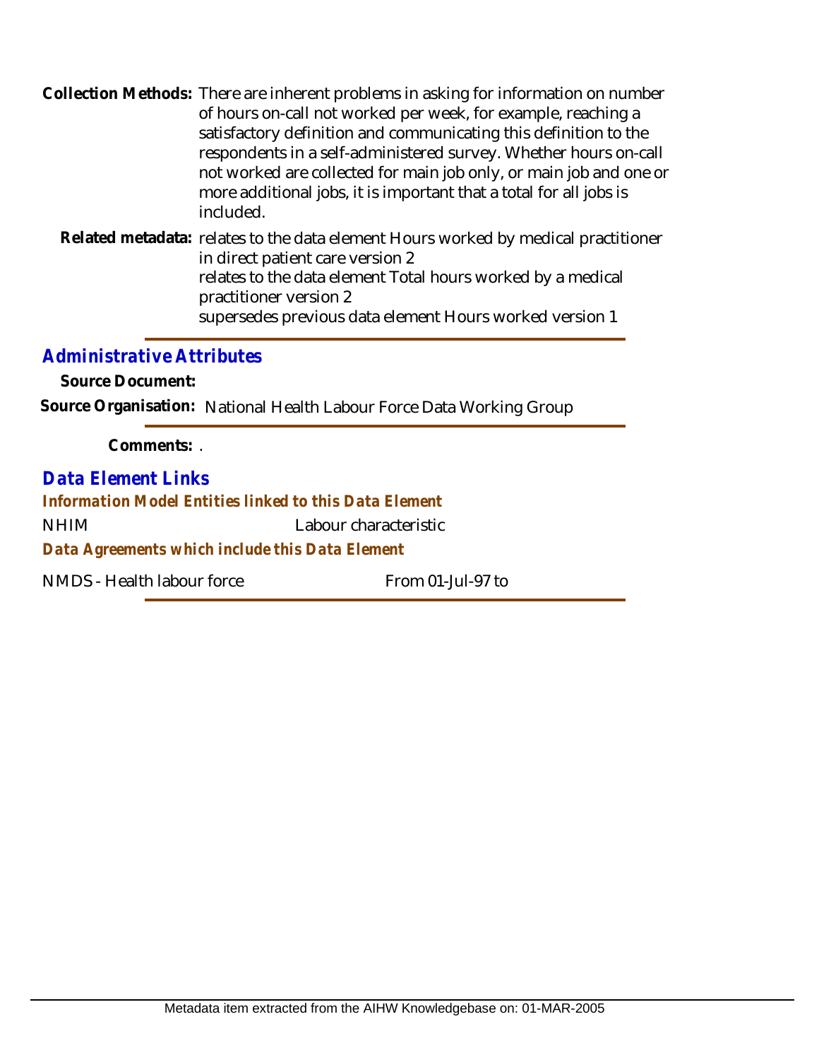**Collection Methods:** There are inherent problems in asking for information on number of hours on-call not worked per week, for example, reaching a satisfactory definition and communicating this definition to the respondents in a self-administered survey. Whether hours on-call not worked are collected for main job only, or main job and one or more additional jobs, it is important that a total for all jobs is included.

**Related metadata:** relates to the data element Hours worked by medical practitioner in direct patient care version 2
relates to the data element Total hours worked by a medical practitioner version 2
supersedes previous data element Hours worked version 1

## Administrative Attributes

**Source Document:**

**Source Organisation:** National Health Labour Force Data Working Group

**Comments:** .

## Data Element Links

### Information Model Entities linked to this Data Element

| | |
|---|---|
| NHIM | Labour characteristic |

### Data Agreements which include this Data Element

| | |
|---|---|
| NMDS - Health labour force | From 01-Jul-97 to |

Metadata item extracted from the AIHW Knowledgebase on: 01-MAR-2005